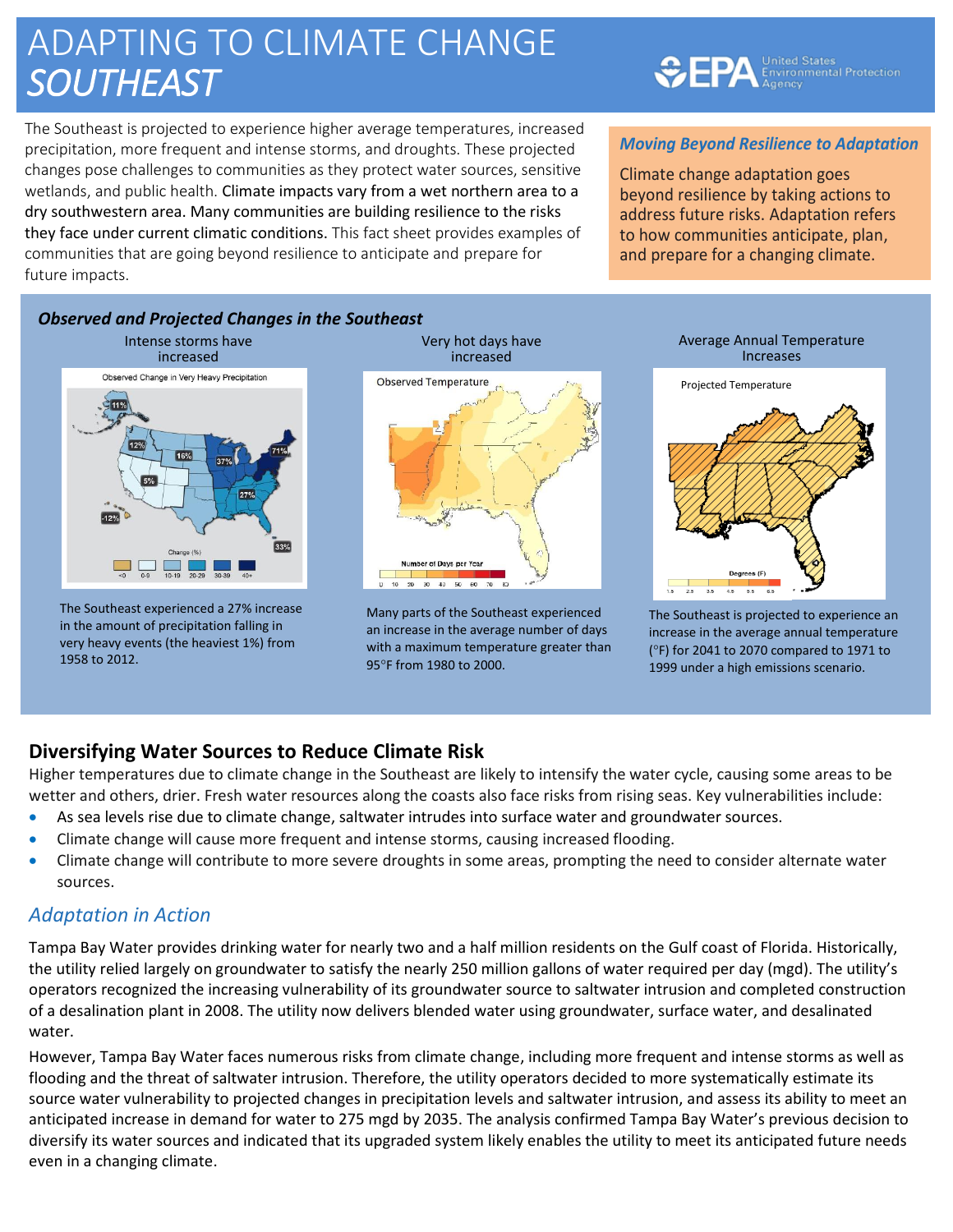# ADAPTING TO CLIMATE CHANGE *SOUTHEAST*

The Southeast is projected to experience higher average temperatures, increased precipitation, more frequent and intense storms, and droughts. These projected changes pose challenges to communities as they protect water sources, sensitive wetlands, and public health. Climate impacts vary from a wet northern area to a dry southwestern area. Many communities are building resilience to the risks they face under current climatic conditions. This fact sheet provides examples of communities that are going beyond resilience to anticipate and prepare for future impacts.

### *Moving Beyond Resilience to Adaptation*

Climate change adaptation goes beyond resilience by taking actions to address future risks. Adaptation refers to how communities anticipate, plan, and prepare for a changing climate.

### *Observed and Projected Changes in the Southeast*

Intense storms have increased

Observed Change in Very Heavy Precipitation

11%
12%
16%
37%
71%
5%
27%
-12%
33%

Change (%)
<0 0-9 10-19 20-29 30-39 40+

The Southeast experienced a 27% increase in the amount of precipitation falling in very heavy events (the heaviest 1%) from 1958 to 2012.

Very hot days have increased

Observed Temperature

Number of Days per Year
0 10 20 30 40 50 60 70 80

Many parts of the Southeast experienced an increase in the average number of days with a maximum temperature greater than 95°F from 1980 to 2000.

Average Annual Temperature Increases

Projected Temperature

Degrees (F)
1.5 2.5 3.5 4.5 5.5 6.5

The Southeast is projected to experience an increase in the average annual temperature (°F) for 2041 to 2070 compared to 1971 to 1999 under a high emissions scenario.

## Diversifying Water Sources to Reduce Climate Risk

Higher temperatures due to climate change in the Southeast are likely to intensify the water cycle, causing some areas to be wetter and others, drier. Fresh water resources along the coasts also face risks from rising seas. Key vulnerabilities include:

- As sea levels rise due to climate change, saltwater intrudes into surface water and groundwater sources.
- Climate change will cause more frequent and intense storms, causing increased flooding.
- Climate change will contribute to more severe droughts in some areas, prompting the need to consider alternate water sources.

### *Adaptation in Action*

Tampa Bay Water provides drinking water for nearly two and a half million residents on the Gulf coast of Florida. Historically, the utility relied largely on groundwater to satisfy the nearly 250 million gallons of water required per day (mgd). The utility's operators recognized the increasing vulnerability of its groundwater source to saltwater intrusion and completed construction of a desalination plant in 2008. The utility now delivers blended water using groundwater, surface water, and desalinated water.

However, Tampa Bay Water faces numerous risks from climate change, including more frequent and intense storms as well as flooding and the threat of saltwater intrusion. Therefore, the utility operators decided to more systematically estimate its source water vulnerability to projected changes in precipitation levels and saltwater intrusion, and assess its ability to meet an anticipated increase in demand for water to 275 mgd by 2035. The analysis confirmed Tampa Bay Water's previous decision to diversify its water sources and indicated that its upgraded system likely enables the utility to meet its anticipated future needs even in a changing climate.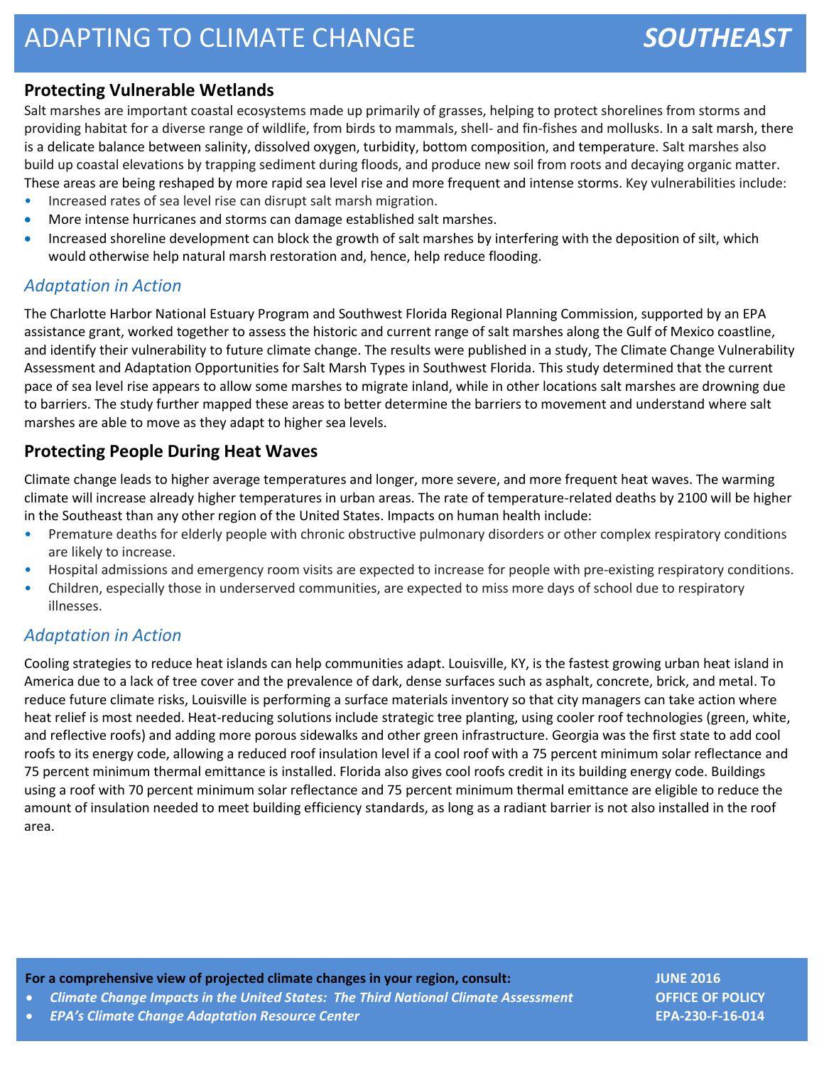# ADAPTING TO CLIMATE CHANGE *SOUTHEAST*

## Protecting Vulnerable Wetlands

Salt marshes are important coastal ecosystems made up primarily of grasses, helping to protect shorelines from storms and providing habitat for a diverse range of wildlife, from birds to mammals, shell- and fin-fishes and mollusks. In a salt marsh, there is a delicate balance between salinity, dissolved oxygen, turbidity, bottom composition, and temperature. Salt marshes also build up coastal elevations by trapping sediment during floods, and produce new soil from roots and decaying organic matter. These areas are being reshaped by more rapid sea level rise and more frequent and intense storms. Key vulnerabilities include:

- Increased rates of sea level rise can disrupt salt marsh migration.
- More intense hurricanes and storms can damage established salt marshes.
- Increased shoreline development can block the growth of salt marshes by interfering with the deposition of silt, which would otherwise help natural marsh restoration and, hence, help reduce flooding.

### *Adaptation in Action*

The Charlotte Harbor National Estuary Program and Southwest Florida Regional Planning Commission, supported by an EPA assistance grant, worked together to assess the historic and current range of salt marshes along the Gulf of Mexico coastline, and identify their vulnerability to future climate change. The results were published in a study, The Climate Change Vulnerability Assessment and Adaptation Opportunities for Salt Marsh Types in Southwest Florida. This study determined that the current pace of sea level rise appears to allow some marshes to migrate inland, while in other locations salt marshes are drowning due to barriers. The study further mapped these areas to better determine the barriers to movement and understand where salt marshes are able to move as they adapt to higher sea levels.

## Protecting People During Heat Waves

Climate change leads to higher average temperatures and longer, more severe, and more frequent heat waves. The warming climate will increase already higher temperatures in urban areas. The rate of temperature-related deaths by 2100 will be higher in the Southeast than any other region of the United States. Impacts on human health include:

- Premature deaths for elderly people with chronic obstructive pulmonary disorders or other complex respiratory conditions are likely to increase.
- Hospital admissions and emergency room visits are expected to increase for people with pre-existing respiratory conditions.
- Children, especially those in underserved communities, are expected to miss more days of school due to respiratory illnesses.

### *Adaptation in Action*

Cooling strategies to reduce heat islands can help communities adapt. Louisville, KY, is the fastest growing urban heat island in America due to a lack of tree cover and the prevalence of dark, dense surfaces such as asphalt, concrete, brick, and metal. To reduce future climate risks, Louisville is performing a surface materials inventory so that city managers can take action where heat relief is most needed. Heat-reducing solutions include strategic tree planting, using cooler roof technologies (green, white, and reflective roofs) and adding more porous sidewalks and other green infrastructure. Georgia was the first state to add cool roofs to its energy code, allowing a reduced roof insulation level if a cool roof with a 75 percent minimum solar reflectance and 75 percent minimum thermal emittance is installed. Florida also gives cool roofs credit in its building energy code. Buildings using a roof with 70 percent minimum solar reflectance and 75 percent minimum thermal emittance are eligible to reduce the amount of insulation needed to meet building efficiency standards, as long as a radiant barrier is not also installed in the roof area.

**For a comprehensive view of projected climate changes in your region, consult:**

- ***Climate Change Impacts in the United States: The Third National Climate Assessment***
- ***EPA's Climate Change Adaptation Resource Center***

**JUNE 2016**
**OFFICE OF POLICY**
**EPA-230-F-16-014**